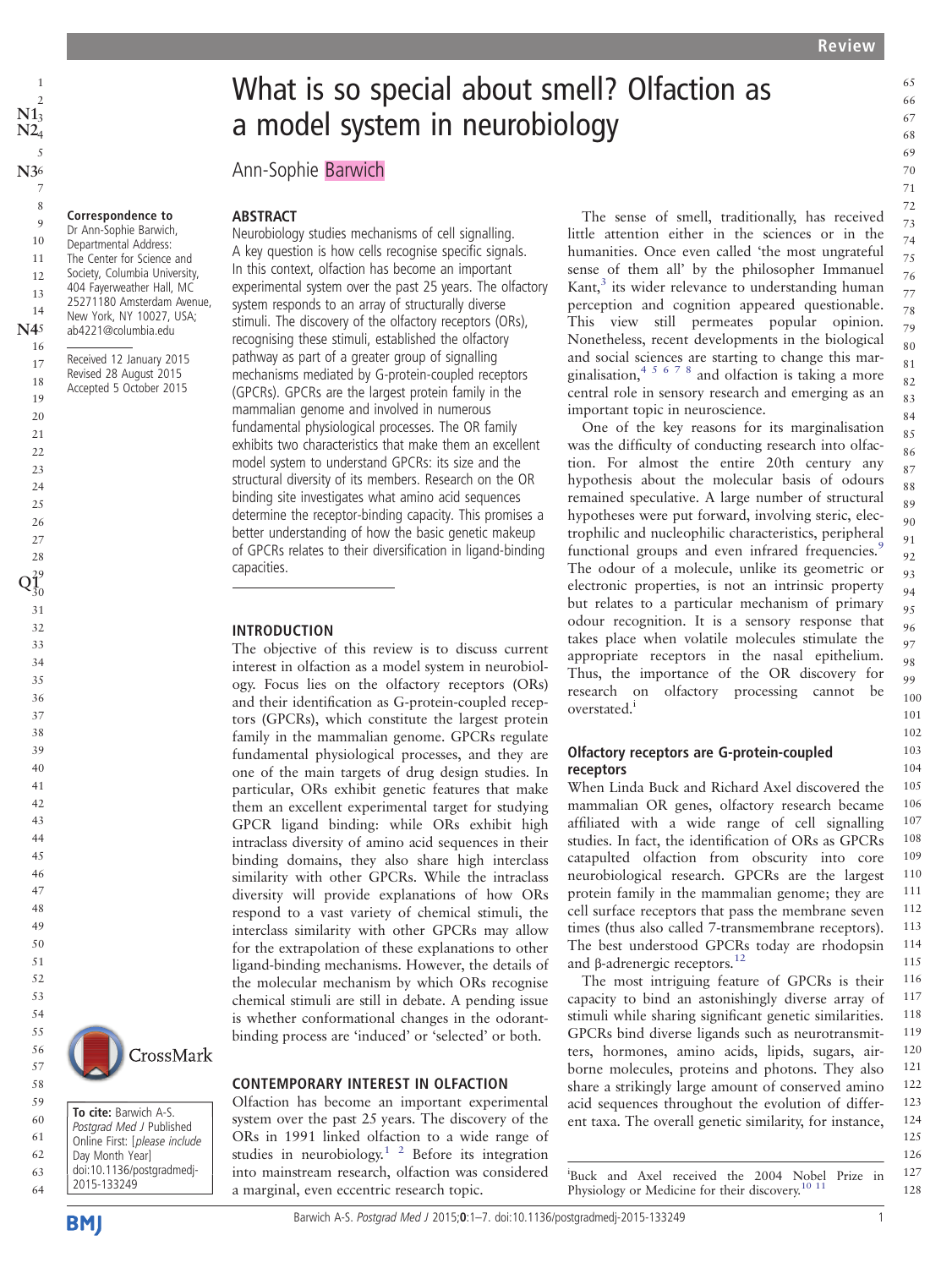# What is so special about smell? Olfaction as a model system in neurobiology

Ann-Sophie Barwich

**Correspondence to**
Dr Ann-Sophie Barwich, Departmental Address: The Center for Science and Society, Columbia University, 404 Fayerweather Hall, MC 25271180 Amsterdam Avenue, New York, NY 10027, USA; ab4221@columbia.edu

Received 12 January 2015
Revised 28 August 2015
Accepted 5 October 2015

**To cite:** Barwich A-S. *Postgrad Med J* Published Online First: [*please include* Day Month Year] doi:10.1136/postgradmedj-2015-133249

## ABSTRACT

Neurobiology studies mechanisms of cell signalling. A key question is how cells recognise specific signals. In this context, olfaction has become an important experimental system over the past 25 years. The olfactory system responds to an array of structurally diverse stimuli. The discovery of the olfactory receptors (ORs), recognising these stimuli, established the olfactory pathway as part of a greater group of signalling mechanisms mediated by G-protein-coupled receptors (GPCRs). GPCRs are the largest protein family in the mammalian genome and involved in numerous fundamental physiological processes. The OR family exhibits two characteristics that make them an excellent model system to understand GPCRs: its size and the structural diversity of its members. Research on the OR binding site investigates what amino acid sequences determine the receptor-binding capacity. This promises a better understanding of how the basic genetic makeup of GPCRs relates to their diversification in ligand-binding capacities.

## INTRODUCTION

The objective of this review is to discuss current interest in olfaction as a model system in neurobiology. Focus lies on the olfactory receptors (ORs) and their identification as G-protein-coupled receptors (GPCRs), which constitute the largest protein family in the mammalian genome. GPCRs regulate fundamental physiological processes, and they are one of the main targets of drug design studies. In particular, ORs exhibit genetic features that make them an excellent experimental target for studying GPCR ligand binding: while ORs exhibit high intraclass diversity of amino acid sequences in their binding domains, they also share high interclass similarity with other GPCRs. While the intraclass diversity will provide explanations of how ORs respond to a vast variety of chemical stimuli, the interclass similarity with other GPCRs may allow for the extrapolation of these explanations to other ligand-binding mechanisms. However, the details of the molecular mechanism by which ORs recognise chemical stimuli are still in debate. A pending issue is whether conformational changes in the odorant-binding process are 'induced' or 'selected' or both.

## CONTEMPORARY INTEREST IN OLFACTION

Olfaction has become an important experimental system over the past 25 years. The discovery of the ORs in 1991 linked olfaction to a wide range of studies in neurobiology.[1 2] Before its integration into mainstream research, olfaction was considered a marginal, even eccentric research topic.

The sense of smell, traditionally, has received little attention either in the sciences or in the humanities. Once even called 'the most ungrateful sense of them all' by the philosopher Immanuel Kant,[3] its wider relevance to understanding human perception and cognition appeared questionable. This view still permeates popular opinion. Nonetheless, recent developments in the biological and social sciences are starting to change this marginalisation,[4 5 6 7 8] and olfaction is taking a more central role in sensory research and emerging as an important topic in neuroscience.

One of the key reasons for its marginalisation was the difficulty of conducting research into olfaction. For almost the entire 20th century any hypothesis about the molecular basis of odours remained speculative. A large number of structural hypotheses were put forward, involving steric, electrophilic and nucleophilic characteristics, peripheral functional groups and even infrared frequencies.[9] The odour of a molecule, unlike its geometric or electronic properties, is not an intrinsic property but relates to a particular mechanism of primary odour recognition. It is a sensory response that takes place when volatile molecules stimulate the appropriate receptors in the nasal epithelium. Thus, the importance of the OR discovery for research on olfactory processing cannot be overstated.[i]

### Olfactory receptors are G-protein-coupled receptors

When Linda Buck and Richard Axel discovered the mammalian OR genes, olfactory research became affiliated with a wide range of cell signalling studies. In fact, the identification of ORs as GPCRs catapulted olfaction from obscurity into core neurobiological research. GPCRs are the largest protein family in the mammalian genome; they are cell surface receptors that pass the membrane seven times (thus also called 7-transmembrane receptors). The best understood GPCRs today are rhodopsin and β-adrenergic receptors.[12]

The most intriguing feature of GPCRs is their capacity to bind an astonishingly diverse array of stimuli while sharing significant genetic similarities. GPCRs bind diverse ligands such as neurotransmitters, hormones, amino acids, lipids, sugars, airborne molecules, proteins and photons. They also share a strikingly large amount of conserved amino acid sequences throughout the evolution of different taxa. The overall genetic similarity, for instance,

[i] Buck and Axel received the 2004 Nobel Prize in Physiology or Medicine for their discovery.[10 11]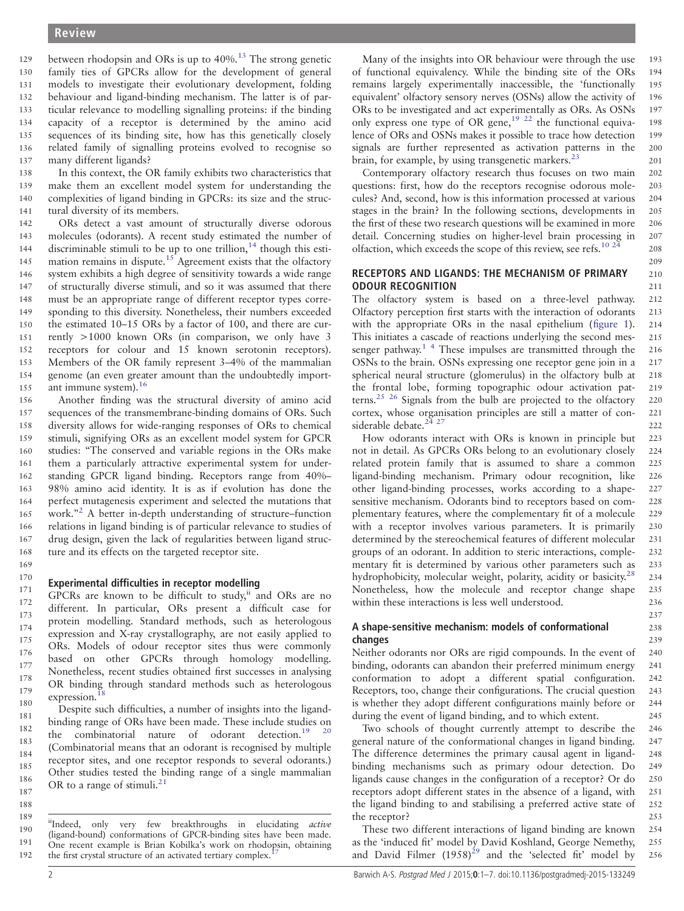between rhodopsin and ORs is up to 40%.[13] The strong genetic family ties of GPCRs allow for the development of general models to investigate their evolutionary development, folding behaviour and ligand-binding mechanism. The latter is of particular relevance to modelling signalling proteins: if the binding capacity of a receptor is determined by the amino acid sequences of its binding site, how has this genetically closely related family of signalling proteins evolved to recognise so many different ligands?

In this context, the OR family exhibits two characteristics that make them an excellent model system for understanding the complexities of ligand binding in GPCRs: its size and the structural diversity of its members.

ORs detect a vast amount of structurally diverse odorous molecules (odorants). A recent study estimated the number of discriminable stimuli to be up to one trillion,[14] though this estimation remains in dispute.[15] Agreement exists that the olfactory system exhibits a high degree of sensitivity towards a wide range of structurally diverse stimuli, and so it was assumed that there must be an appropriate range of different receptor types corresponding to this diversity. Nonetheless, their numbers exceeded the estimated 10–15 ORs by a factor of 100, and there are currently >1000 known ORs (in comparison, we only have 3 receptors for colour and 15 known serotonin receptors). Members of the OR family represent 3–4% of the mammalian genome (an even greater amount than the undoubtedly important immune system).[16]

Another finding was the structural diversity of amino acid sequences of the transmembrane-binding domains of ORs. Such diversity allows for wide-ranging responses of ORs to chemical stimuli, signifying ORs as an excellent model system for GPCR studies: "The conserved and variable regions in the ORs make them a particularly attractive experimental system for understanding GPCR ligand binding. Receptors range from 40%–98% amino acid identity. It is as if evolution has done the perfect mutagenesis experiment and selected the mutations that work."[2] A better in-depth understanding of structure–function relations in ligand binding is of particular relevance to studies of drug design, given the lack of regularities between ligand structure and its effects on the targeted receptor site.

### Experimental difficulties in receptor modelling

GPCRs are known to be difficult to study,[ii] and ORs are no different. In particular, ORs present a difficult case for protein modelling. Standard methods, such as heterologous expression and X-ray crystallography, are not easily applied to ORs. Models of odour receptor sites thus were commonly based on other GPCRs through homology modelling. Nonetheless, recent studies obtained first successes in analysing OR binding through standard methods such as heterologous expression.[18]

Despite such difficulties, a number of insights into the ligand-binding range of ORs have been made. These include studies on the combinatorial nature of odorant detection.[19,20] (Combinatorial means that an odorant is recognised by multiple receptor sites, and one receptor responds to several odorants.) Other studies tested the binding range of a single mammalian OR to a range of stimuli.[21]

Many of the insights into OR behaviour were through the use of functional equivalency. While the binding site of the ORs remains largely experimentally inaccessible, the 'functionally equivalent' olfactory sensory nerves (OSNs) allow the activity of ORs to be investigated and act experimentally as ORs. As OSNs only express one type of OR gene,[19,22] the functional equivalence of ORs and OSNs makes it possible to trace how detection signals are further represented as activation patterns in the brain, for example, by using transgenic markers.[23]

Contemporary olfactory research thus focuses on two main questions: first, how do the receptors recognise odorous molecules? And, second, how is this information processed at various stages in the brain? In the following sections, developments in the first of these two research questions will be examined in more detail. Concerning studies on higher-level brain processing in olfaction, which exceeds the scope of this review, see refs.[10,24]

## RECEPTORS AND LIGANDS: THE MECHANISM OF PRIMARY ODOUR RECOGNITION

The olfactory system is based on a three-level pathway. Olfactory perception first starts with the interaction of odorants with the appropriate ORs in the nasal epithelium (figure 1). This initiates a cascade of reactions underlying the second messenger pathway.[1,4] These impulses are transmitted through the OSNs to the brain. OSNs expressing one receptor gene join in a spherical neural structure (glomerulus) in the olfactory bulb at the frontal lobe, forming topographic odour activation patterns.[25,26] Signals from the bulb are projected to the olfactory cortex, whose organisation principles are still a matter of considerable debate.[24,27]

How odorants interact with ORs is known in principle but not in detail. As GPCRs ORs belong to an evolutionary closely related protein family that is assumed to share a common ligand-binding mechanism. Primary odour recognition, like other ligand-binding processes, works according to a shape-sensitive mechanism. Odorants bind to receptors based on complementary features, where the complementary fit of a molecule with a receptor involves various parameters. It is primarily determined by the stereochemical features of different molecular groups of an odorant. In addition to steric interactions, complementary fit is determined by various other parameters such as hydrophobicity, molecular weight, polarity, acidity or basicity.[28] Nonetheless, how the molecule and receptor change shape within these interactions is less well understood.

### A shape-sensitive mechanism: models of conformational changes

Neither odorants nor ORs are rigid compounds. In the event of binding, odorants can abandon their preferred minimum energy conformation to adopt a different spatial configuration. Receptors, too, change their configurations. The crucial question is whether they adopt different configurations mainly before or during the event of ligand binding, and to which extent.

Two schools of thought currently attempt to describe the general nature of the conformational changes in ligand binding. The difference determines the primary causal agent in ligand-binding mechanisms such as primary odour detection. Do ligands cause changes in the configuration of a receptor? Or do receptors adopt different states in the absence of a ligand, with the ligand binding to and stabilising a preferred active state of the receptor?

These two different interactions of ligand binding are known as the 'induced fit' model by David Koshland, George Nemethy, and David Filmer (1958)[29] and the 'selected fit' model by

---

[ii] Indeed, only very few breakthroughs in elucidating *active* (ligand-bound) conformations of GPCR-binding sites have been made. One recent example is Brian Kobilka's work on rhodopsin, obtaining the first crystal structure of an activated tertiary complex.[17]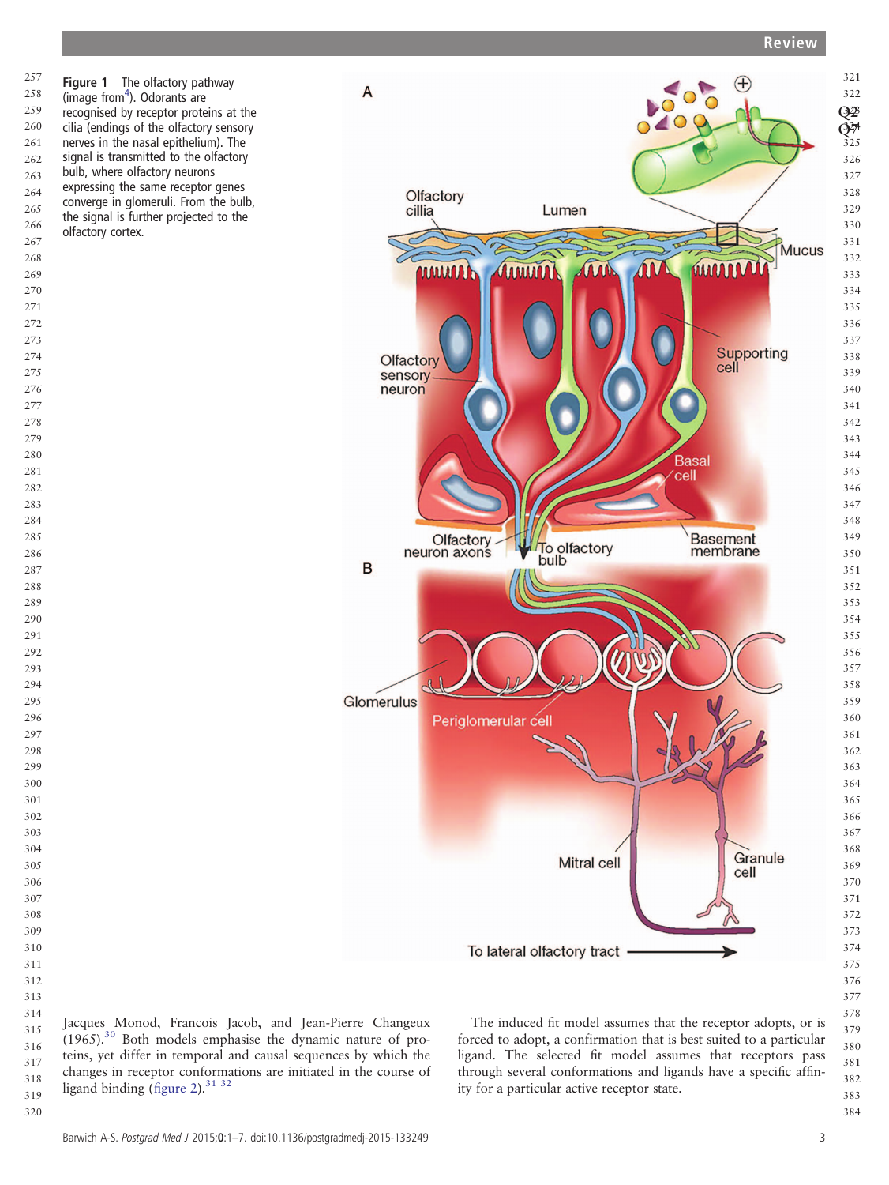**Figure 1** The olfactory pathway (image from[4]). Odorants are recognised by receptor proteins at the cilia (endings of the olfactory sensory nerves in the nasal epithelium). The signal is transmitted to the olfactory bulb, where olfactory neurons expressing the same receptor genes converge in glomeruli. From the bulb, the signal is further projected to the olfactory cortex.

Jacques Monod, Francois Jacob, and Jean-Pierre Changeux (1965).[30] Both models emphasise the dynamic nature of proteins, yet differ in temporal and causal sequences by which the changes in receptor conformations are initiated in the course of ligand binding (figure 2).[31 32]

The induced fit model assumes that the receptor adopts, or is forced to adopt, a confirmation that is best suited to a particular ligand. The selected fit model assumes that receptors pass through several conformations and ligands have a specific affinity for a particular active receptor state.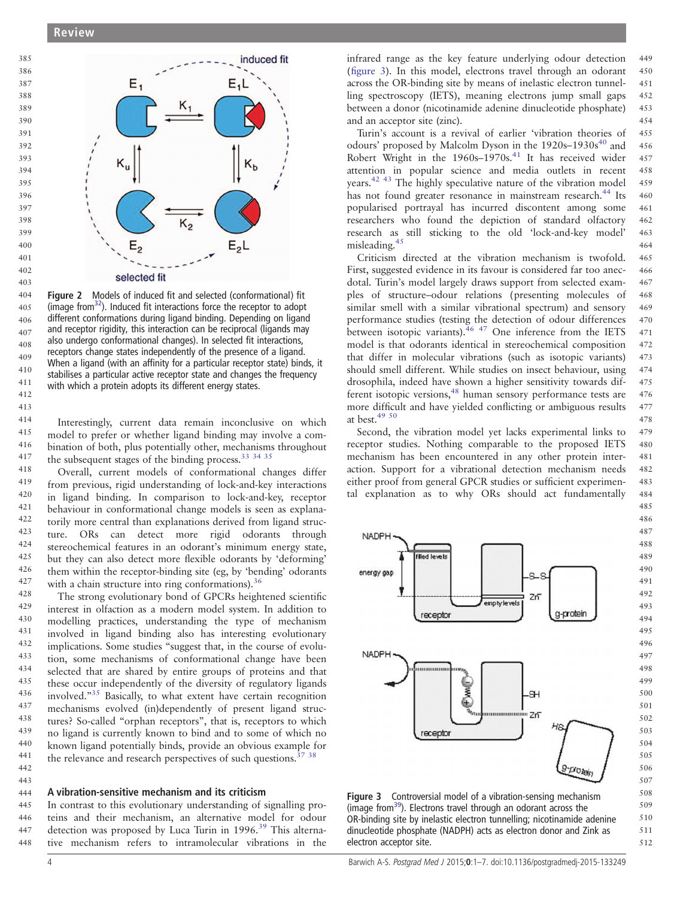Figure 2 Models of induced fit and selected (conformational) fit (image from[32]). Induced fit interactions force the receptor to adopt different conformations during ligand binding. Depending on ligand and receptor rigidity, this interaction can be reciprocal (ligands may also undergo conformational changes). In selected fit interactions, receptors change states independently of the presence of a ligand. When a ligand (with an affinity for a particular receptor state) binds, it stabilises a particular active receptor state and changes the frequency with which a protein adopts its different energy states.

Interestingly, current data remain inconclusive on which model to prefer or whether ligand binding may involve a combination of both, plus potentially other, mechanisms throughout the subsequent stages of the binding process.[33 34 35]

Overall, current models of conformational changes differ from previous, rigid understanding of lock-and-key interactions in ligand binding. In comparison to lock-and-key, receptor behaviour in conformational change models is seen as explanatorily more central than explanations derived from ligand structure. ORs can detect more rigid odorants through stereochemical features in an odorant's minimum energy state, but they can also detect more flexible odorants by 'deforming' them within the receptor-binding site (eg, by 'bending' odorants with a chain structure into ring conformations).[36]

The strong evolutionary bond of GPCRs heightened scientific interest in olfaction as a modern model system. In addition to modelling practices, understanding the type of mechanism involved in ligand binding also has interesting evolutionary implications. Some studies "suggest that, in the course of evolution, some mechanisms of conformational change have been selected that are shared by entire groups of proteins and that these occur independently of the diversity of regulatory ligands involved."[35] Basically, to what extent have certain recognition mechanisms evolved (in)dependently of present ligand structures? So-called "orphan receptors", that is, receptors to which no ligand is currently known to bind and to some of which no known ligand potentially binds, provide an obvious example for the relevance and research perspectives of such questions.[37 38]

## A vibration-sensitive mechanism and its criticism

In contrast to this evolutionary understanding of signalling proteins and their mechanism, an alternative model for odour detection was proposed by Luca Turin in 1996.[39] This alternative mechanism refers to intramolecular vibrations in the infrared range as the key feature underlying odour detection (figure 3). In this model, electrons travel through an odorant across the OR-binding site by means of inelastic electron tunnelling spectroscopy (IETS), meaning electrons jump small gaps between a donor (nicotinamide adenine dinucleotide phosphate) and an acceptor site (zinc).

Turin's account is a revival of earlier 'vibration theories of odours' proposed by Malcolm Dyson in the 1920s–1930s[40] and Robert Wright in the 1960s–1970s.[41] It has received wider attention in popular science and media outlets in recent years.[42 43] The highly speculative nature of the vibration model has not found greater resonance in mainstream research.[44] Its popularised portrayal has incurred discontent among some researchers who found the depiction of standard olfactory research as still sticking to the old 'lock-and-key model' misleading.[45]

Criticism directed at the vibration mechanism is twofold. First, suggested evidence in its favour is considered far too anecdotal. Turin's model largely draws support from selected examples of structure–odour relations (presenting molecules of similar smell with a similar vibrational spectrum) and sensory performance studies (testing the detection of odour differences between isotopic variants).[46 47] One inference from the IETS model is that odorants identical in stereochemical composition that differ in molecular vibrations (such as isotopic variants) should smell different. While studies on insect behaviour, using drosophila, indeed have shown a higher sensitivity towards different isotopic versions,[48] human sensory performance tests are more difficult and have yielded conflicting or ambiguous results at best.[49 50]

Second, the vibration model yet lacks experimental links to receptor studies. Nothing comparable to the proposed IETS mechanism has been encountered in any other protein interaction. Support for a vibrational detection mechanism needs either proof from general GPCR studies or sufficient experimental explanation as to why ORs should act fundamentally

Figure 3 Controversial model of a vibration-sensing mechanism (image from[39]). Electrons travel through an odorant across the OR-binding site by inelastic electron tunnelling; nicotinamide adenine dinucleotide phosphate (NADPH) acts as electron donor and Zink as electron acceptor site.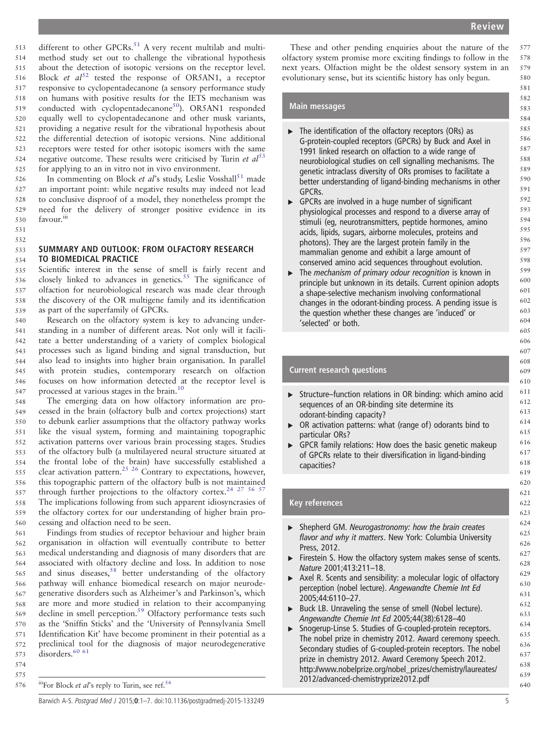different to other GPCRs.[51] A very recent multilab and multimethod study set out to challenge the vibrational hypothesis about the detection of isotopic versions on the receptor level. Block *et al*[52] tested the response of OR5AN1, a receptor responsive to cyclopentadecanone (a sensory performance study on humans with positive results for the IETS mechanism was conducted with cyclopentadecanone[50]). OR5AN1 responded equally well to cyclopentadecanone and other musk variants, providing a negative result for the vibrational hypothesis about the differential detection of isotopic versions. Nine additional receptors were tested for other isotopic isomers with the same negative outcome. These results were criticised by Turin *et al*[53] for applying to an in vitro not in vivo environment.

In commenting on Block *et al*'s study, Leslie Vosshall[51] made an important point: while negative results may indeed not lead to conclusive disproof of a model, they nonetheless prompt the need for the delivery of stronger positive evidence in its favour.[iii]

## SUMMARY AND OUTLOOK: FROM OLFACTORY RESEARCH TO BIOMEDICAL PRACTICE

Scientific interest in the sense of smell is fairly recent and closely linked to advances in genetics.[55] The significance of olfaction for neurobiological research was made clear through the discovery of the OR multigene family and its identification as part of the superfamily of GPCRs.

Research on the olfactory system is key to advancing understanding in a number of different areas. Not only will it facilitate a better understanding of a variety of complex biological processes such as ligand binding and signal transduction, but also lead to insights into higher brain organisation. In parallel with protein studies, contemporary research on olfaction focuses on how information detected at the receptor level is processed at various stages in the brain.[10]

The emerging data on how olfactory information are processed in the brain (olfactory bulb and cortex projections) start to debunk earlier assumptions that the olfactory pathway works like the visual system, forming and maintaining topographic activation patterns over various brain processing stages. Studies of the olfactory bulb (a multilayered neural structure situated at the frontal lobe of the brain) have successfully established a clear activation pattern.[25 26] Contrary to expectations, however, this topographic pattern of the olfactory bulb is not maintained through further projections to the olfactory cortex.[24 27 56 57] The implications following from such apparent idiosyncrasies of the olfactory cortex for our understanding of higher brain processing and olfaction need to be seen.

Findings from studies of receptor behaviour and higher brain organisation in olfaction will eventually contribute to better medical understanding and diagnosis of many disorders that are associated with olfactory decline and loss. In addition to nose and sinus diseases,[58] better understanding of the olfactory pathway will enhance biomedical research on major neurodegenerative disorders such as Alzheimer's and Parkinson's, which are more and more studied in relation to their accompanying decline in smell perception.[59] Olfactory performance tests such as the 'Sniffin Sticks' and the 'University of Pennsylvania Smell Identification Kit' have become prominent in their potential as a preclinical tool for the diagnosis of major neurodegenerative disorders.[60 61]

[iii]For Block *et al*'s reply to Turin, see ref.[54]

These and other pending enquiries about the nature of the olfactory system promise more exciting findings to follow in the next years. Olfaction might be the oldest sensory system in an evolutionary sense, but its scientific history has only begun.

### Main messages

- The identification of the olfactory receptors (ORs) as G-protein-coupled receptors (GPCRs) by Buck and Axel in 1991 linked research on olfaction to a wide range of neurobiological studies on cell signalling mechanisms. The genetic intraclass diversity of ORs promises to facilitate a better understanding of ligand-binding mechanisms in other GPCRs.
- GPCRs are involved in a huge number of significant physiological processes and respond to a diverse array of stimuli (eg, neurotransmitters, peptide hormones, amino acids, lipids, sugars, airborne molecules, proteins and photons). They are the largest protein family in the mammalian genome and exhibit a large amount of conserved amino acid sequences throughout evolution.
- The *mechanism of primary odour recognition* is known in principle but unknown in its details. Current opinion adopts a shape-selective mechanism involving conformational changes in the odorant-binding process. A pending issue is the question whether these changes are 'induced' or 'selected' or both.

### Current research questions

- Structure–function relations in OR binding: which amino acid sequences of an OR-binding site determine its odorant-binding capacity?
- OR activation patterns: what (range of) odorants bind to particular ORs?
- GPCR family relations: How does the basic genetic makeup of GPCRs relate to their diversification in ligand-binding capacities?

### Key references

- Shepherd GM. *Neurogastronomy: how the brain creates flavor and why it matters*. New York: Columbia University Press, 2012.
- Firestein S. How the olfactory system makes sense of scents. *Nature* 2001;413:211–18.
- Axel R. Scents and sensibility: a molecular logic of olfactory perception (nobel lecture). *Angewandte Chemie Int Ed* 2005;44:6110–27.
- Buck LB. Unraveling the sense of smell (Nobel lecture). *Angewandte Chemie Int Ed* 2005;44(38):6128–40
- Snogerup-Linse S. Studies of G-coupled-protein receptors. The nobel prize in chemistry 2012. Award ceremony speech. Secondary studies of G-coupled-protein receptors. The nobel prize in chemistry 2012. Award Ceremony Speech 2012. http://www.nobelprize.org/nobel_prizes/chemistry/laureates/2012/advanced-chemistryprize2012.pdf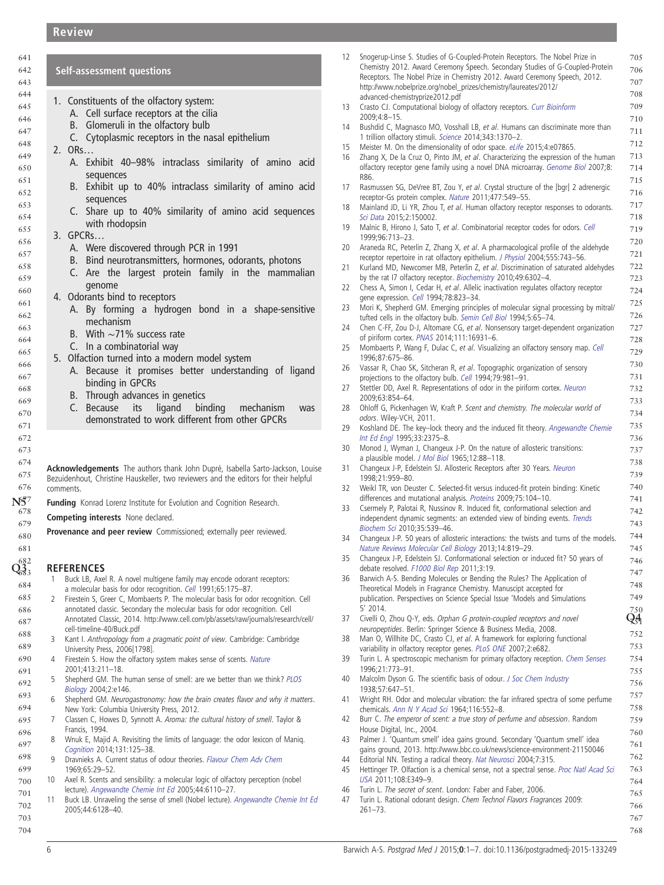## Self-assessment questions

1. Constituents of the olfactory system:
   A. Cell surface receptors at the cilia
   B. Glomeruli in the olfactory bulb
   C. Cytoplasmic receptors in the nasal epithelium
2. ORs…
   A. Exhibit 40–98% intraclass similarity of amino acid sequences
   B. Exhibit up to 40% intraclass similarity of amino acid sequences
   C. Share up to 40% similarity of amino acid sequences with rhodopsin
3. GPCRs…
   A. Were discovered through PCR in 1991
   B. Bind neurotransmitters, hormones, odorants, photons
   C. Are the largest protein family in the mammalian genome
4. Odorants bind to receptors
   A. By forming a hydrogen bond in a shape-sensitive mechanism
   B. With ~71% success rate
   C. In a combinatorial way
5. Olfaction turned into a modern model system
   A. Because it promises better understanding of ligand binding in GPCRs
   B. Through advances in genetics
   C. Because its ligand binding mechanism was demonstrated to work different from other GPCRs

**Acknowledgements** The authors thank John Dupré, Isabella Sarto-Jackson, Louise Bezuidenhout, Christine Hauskeller, two reviewers and the editors for their helpful comments.

**Funding** Konrad Lorenz Institute for Evolution and Cognition Research.

**Competing interests** None declared.

**Provenance and peer review** Commissioned; externally peer reviewed.

## REFERENCES

1. Buck LB, Axel R. A novel multigene family may encode odorant receptors: a molecular basis for odor recognition. *Cell* 1991;65:175–87.
2. Firestein S, Greer C, Mombaerts P. The molecular basis for odor recognition. Cell annotated classic. Secondary the molecular basis for odor recognition. Cell Annotated Classic, 2014. http://www.cell.com/pb/assets/raw/journals/research/cell/cell-timeline-40/Buck.pdf
3. Kant I. *Anthropology from a pragmatic point of view*. Cambridge: Cambridge University Press, 2006[1798].
4. Firestein S. How the olfactory system makes sense of scents. *Nature* 2001;413:211–18.
5. Shepherd GM. The human sense of smell: are we better than we think? *PLOS Biology* 2004;2:e146.
6. Shepherd GM. *Neurogastronomy: how the brain creates flavor and why it matters*. New York: Columbia University Press, 2012.
7. Classen C, Howes D, Synnott A. *Aroma: the cultural history of smell*. Taylor & Francis, 1994.
8. Wnuk E, Majid A. Revisiting the limits of language: the odor lexicon of Maniq. *Cognition* 2014;131:125–38.
9. Dravnieks A. Current status of odour theories. *Flavour Chem Adv Chem* 1969;65:29–52.
10. Axel R. Scents and sensibility: a molecular logic of olfactory perception (nobel lecture). *Angewandte Chemie Int Ed* 2005;44:6110–27.
11. Buck LB. Unraveling the sense of smell (Nobel lecture). *Angewandte Chemie Int Ed* 2005;44:6128–40.
12. Snogerup-Linse S. Studies of G-Coupled-Protein Receptors. The Nobel Prize in Chemistry 2012. Award Ceremony Speech. Secondary Studies of G-Coupled-Protein Receptors. The Nobel Prize in Chemistry 2012. Award Ceremony Speech, 2012. http://www.nobelprize.org/nobel_prizes/chemistry/laureates/2012/advanced-chemistryprize2012.pdf
13. Crasto CJ. Computational biology of olfactory receptors. *Curr Bioinform* 2009;4:8–15.
14. Bushdid C, Magnasco MO, Vosshall LB, *et al*. Humans can discriminate more than 1 trillion olfactory stimuli. *Science* 2014;343:1370–2.
15. Meister M. On the dimensionality of odor space. *eLife* 2015;4:e07865.
16. Zhang X, De la Cruz O, Pinto JM, *et al*. Characterizing the expression of the human olfactory receptor gene family using a novel DNA microarray. *Genome Biol* 2007;8:R86.
17. Rasmussen SG, DeVree BT, Zou Y, *et al*. Crystal structure of the [bgr] 2 adrenergic receptor-Gs protein complex. *Nature* 2011;477:549–55.
18. Mainland JD, Li YR, Zhou T, *et al*. Human olfactory receptor responses to odorants. *Sci Data* 2015;2:150002.
19. Malnic B, Hirono J, Sato T, *et al*. Combinatorial receptor codes for odors. *Cell* 1999;96:713–23.
20. Araneda RC, Peterlin Z, Zhang X, *et al*. A pharmacological profile of the aldehyde receptor repertoire in rat olfactory epithelium. *J Physiol* 2004;555:743–56.
21. Kurland MD, Newcomer MB, Peterlin Z, *et al*. Discrimination of saturated aldehydes by the rat I7 olfactory receptor. *Biochemistry* 2010;49:6302–4.
22. Chess A, Simon I, Cedar H, *et al*. Allelic inactivation regulates olfactory receptor gene expression. *Cell* 1994;78:823–34.
23. Mori K, Shepherd GM. Emerging principles of molecular signal processing by mitral/tufted cells in the olfactory bulb. *Semin Cell Biol* 1994;5:65–74.
24. Chen C-FF, Zou D-J, Altomare CG, *et al*. Nonsensory target-dependent organization of piriform cortex. *PNAS* 2014;111:16931–6.
25. Mombaerts P, Wang F, Dulac C, *et al*. Visualizing an olfactory sensory map. *Cell* 1996;87:675–86.
26. Vassar R, Chao SK, Sitcheran R, *et al*. Topographic organization of sensory projections to the olfactory bulb. *Cell* 1994;79:981–91.
27. Stettler DD, Axel R. Representations of odor in the piriform cortex. *Neuron* 2009;63:854–64.
28. Ohloff G, Pickenhagen W, Kraft P. *Scent and chemistry. The molecular world of odors*. Wiley-VCH, 2011.
29. Koshland DE. The key–lock theory and the induced fit theory. *Angewandte Chemie Int Ed Engl* 1995;33:2375–8.
30. Monod J, Wyman J, Changeux J-P. On the nature of allosteric transitions: a plausible model. *J Mol Biol* 1965;12:88–118.
31. Changeux J-P, Edelstein SJ. Allosteric Receptors after 30 Years. *Neuron* 1998;21:959–80.
32. Weikl TR, von Deuster C. Selected-fit versus induced-fit protein binding: Kinetic differences and mutational analysis. *Proteins* 2009;75:104–10.
33. Csermely P, Palotai R, Nussinov R. Induced fit, conformational selection and independent dynamic segments: an extended view of binding events. *Trends Biochem Sci* 2010;35:539–46.
34. Changeux J-P. 50 years of allosteric interactions: the twists and turns of the models. *Nature Reviews Molecular Cell Biology* 2013;14:819–29.
35. Changeux J-P, Edelstein SJ. Conformational selection or induced fit? 50 years of debate resolved. *F1000 Biol Rep* 2011;3:19.
36. Barwich A-S. Bending Molecules or Bending the Rules? The Application of Theoretical Models in Fragrance Chemistry. Manuscipt accepted for publication. Perspectives on Science Special Issue 'Models and Simulations 5' 2014.
37. Civelli O, Zhou Q-Y, eds. *Orphan G protein-coupled receptors and novel neuropeptides*. Berlin: Springer Science & Business Media, 2008.
38. Man O, Willhite DC, Crasto CJ, *et al*. A framework for exploring functional variability in olfactory receptor genes. *PLoS ONE* 2007;2:e682.
39. Turin L. A spectroscopic mechanism for primary olfactory reception. *Chem Senses* 1996;21:773–91.
40. Malcolm Dyson G. The scientific basis of odour. *J Soc Chem Industry* 1938;57:647–51.
41. Wright RH. Odor and molecular vibration: the far infrared spectra of some perfume chemicals. *Ann N Y Acad Sci* 1964;116:552–8.
42. Burr C. *The emperor of scent: a true story of perfume and obsession*. Random House Digital, Inc., 2004.
43. Palmer J. 'Quantum smell' idea gains ground. Secondary 'Quantum smell' idea gains ground, 2013. http://www.bbc.co.uk/news/science-environment-21150046
44. Editorial NN. Testing a radical theory. *Nat Neurosci* 2004;7:315.
45. Hettinger TP. Olfaction is a chemical sense, not a spectral sense. *Proc Natl Acad Sci USA* 2011;108:E349–9.
46. Turin L. *The secret of scent*. London: Faber and Faber, 2006.
47. Turin L. Rational odorant design. *Chem Technol Flavors Fragrances* 2009: 261–73.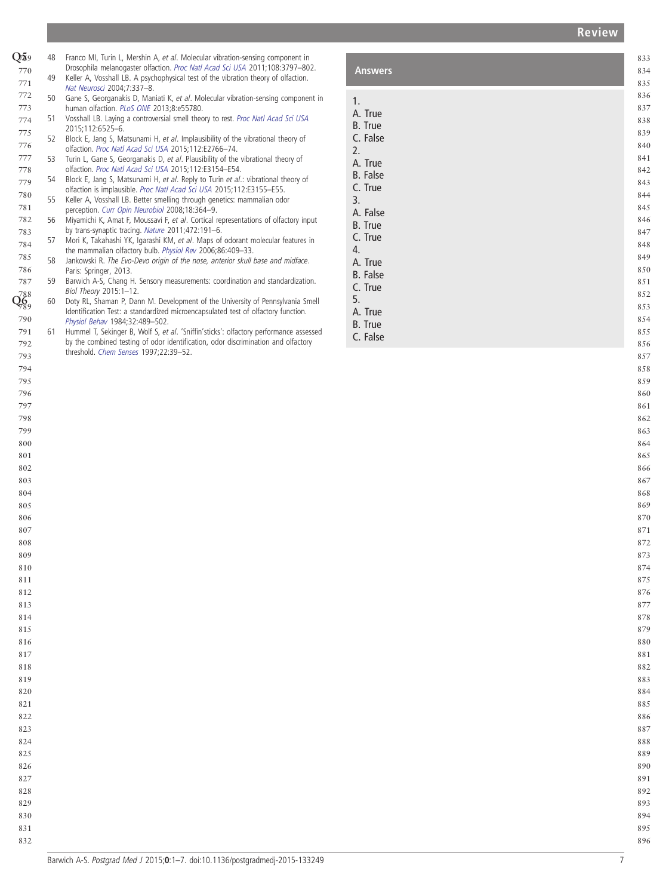48 Franco MI, Turin L, Mershin A, *et al*. Molecular vibration-sensing component in Drosophila melanogaster olfaction. *Proc Natl Acad Sci USA* 2011;108:3797–802.

49 Keller A, Vosshall LB. A psychophysical test of the vibration theory of olfaction. *Nat Neurosci* 2004;7:337–8.

50 Gane S, Georganakis D, Maniati K, *et al*. Molecular vibration-sensing component in human olfaction. *PLoS ONE* 2013;8:e55780.

51 Vosshall LB. Laying a controversial smell theory to rest. *Proc Natl Acad Sci USA* 2015;112:6525–6.

52 Block E, Jang S, Matsunami H, *et al*. Implausibility of the vibrational theory of olfaction. *Proc Natl Acad Sci USA* 2015;112:E2766–74.

53 Turin L, Gane S, Georganakis D, *et al*. Plausibility of the vibrational theory of olfaction. *Proc Natl Acad Sci USA* 2015;112:E3154–E54.

54 Block E, Jang S, Matsunami H, *et al*. Reply to Turin *et al*.: vibrational theory of olfaction is implausible. *Proc Natl Acad Sci USA* 2015;112:E3155–E55.

55 Keller A, Vosshall LB. Better smelling through genetics: mammalian odor perception. *Curr Opin Neurobiol* 2008;18:364–9.

56 Miyamichi K, Amat F, Moussavi F, *et al*. Cortical representations of olfactory input by trans-synaptic tracing. *Nature* 2011;472:191–6.

57 Mori K, Takahashi YK, Igarashi KM, *et al*. Maps of odorant molecular features in the mammalian olfactory bulb. *Physiol Rev* 2006;86:409–33.

58 Jankowski R. *The Evo-Devo origin of the nose, anterior skull base and midface*. Paris: Springer, 2013.

59 Barwich A-S, Chang H. Sensory measurements: coordination and standardization. *Biol Theory* 2015:1–12.

60 Doty RL, Shaman P, Dann M. Development of the University of Pennsylvania Smell Identification Test: a standardized microencapsulated test of olfactory function. *Physiol Behav* 1984;32:489–502.

61 Hummel T, Sekinger B, Wolf S, *et al*. 'Sniffin'sticks': olfactory performance assessed by the combined testing of odor identification, odor discrimination and olfactory threshold. *Chem Senses* 1997;22:39–52.

## Answers

1.
A. True
B. True
C. False

2.
A. True
B. False
C. True

3.
A. False
B. True
C. True

4.
A. True
B. False
C. True

5.
A. True
B. True
C. False